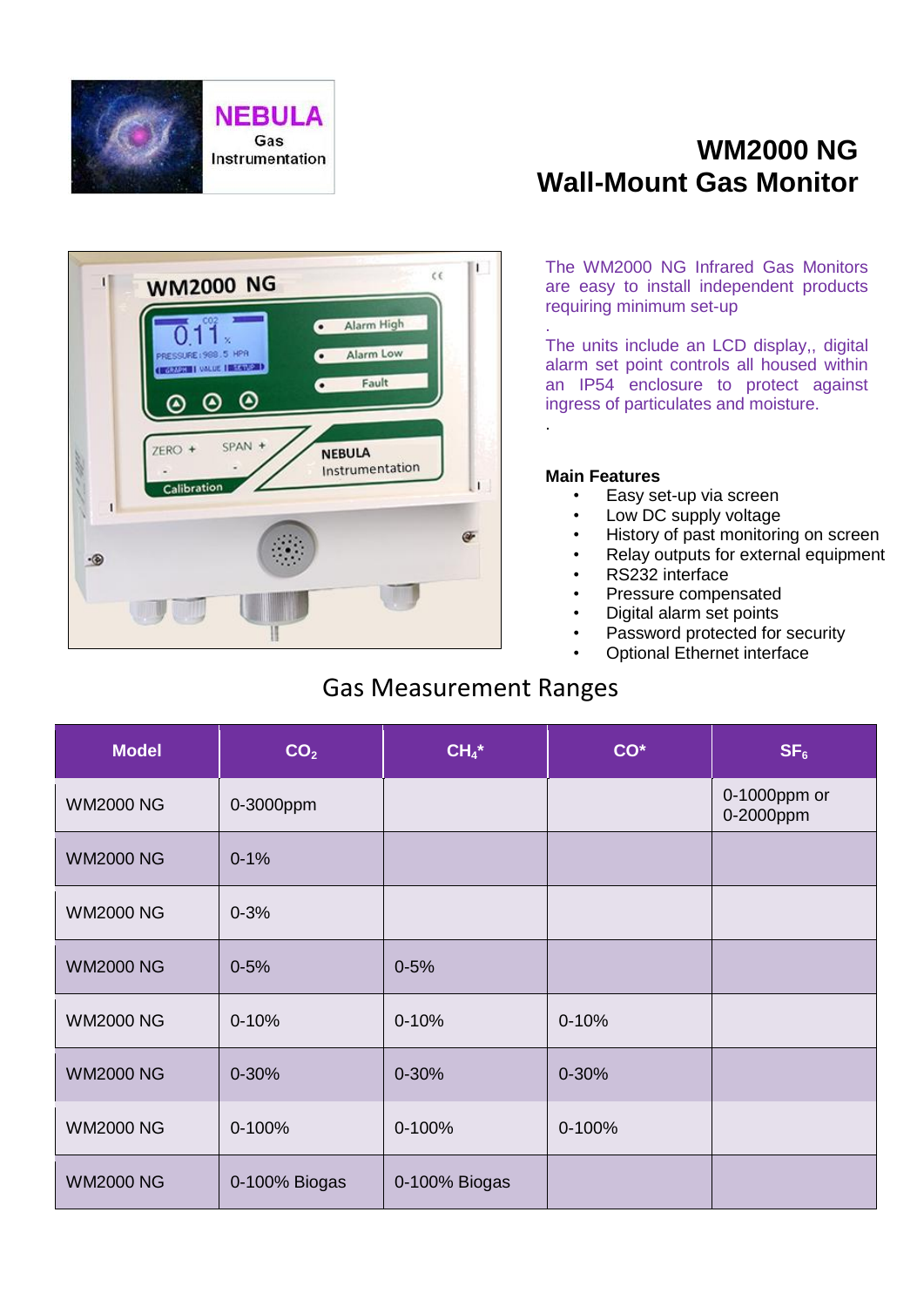NEBULA Gas Instrumentation

# WM2000 NG Wall-Mount Gas Monitor

The WM2000 NG Infrared Gas Monitors are easy to install independent products requiring minimum set-up

.

The units include an LCD display,, digital alarm set point controls all housed within an IP54 enclosure to protect against ingress of particulates and moisture.

.

**Main Features**

- Easy set-up via screen
- Low DC supply voltage
- History of past monitoring on screen
- Relay outputs for external equipment
- RS232 interface
- Pressure compensated
- Digital alarm set points
- Password protected for security
- Optional Ethernet interface

## Gas Measurement Ranges

| Model | $CO_2$ | $CH_4$* | CO* | $SF_6$ |
|---|---|---|---|---|
| WM2000 NG | 0-3000ppm | | | 0-1000ppm or 0-2000ppm |
| WM2000 NG | 0-1% | | | |
| WM2000 NG | 0-3% | | | |
| WM2000 NG | 0-5% | 0-5% | | |
| WM2000 NG | 0-10% | 0-10% | 0-10% | |
| WM2000 NG | 0-30% | 0-30% | 0-30% | |
| WM2000 NG | 0-100% | 0-100% | 0-100% | |
| WM2000 NG | 0-100% Biogas | 0-100% Biogas | | |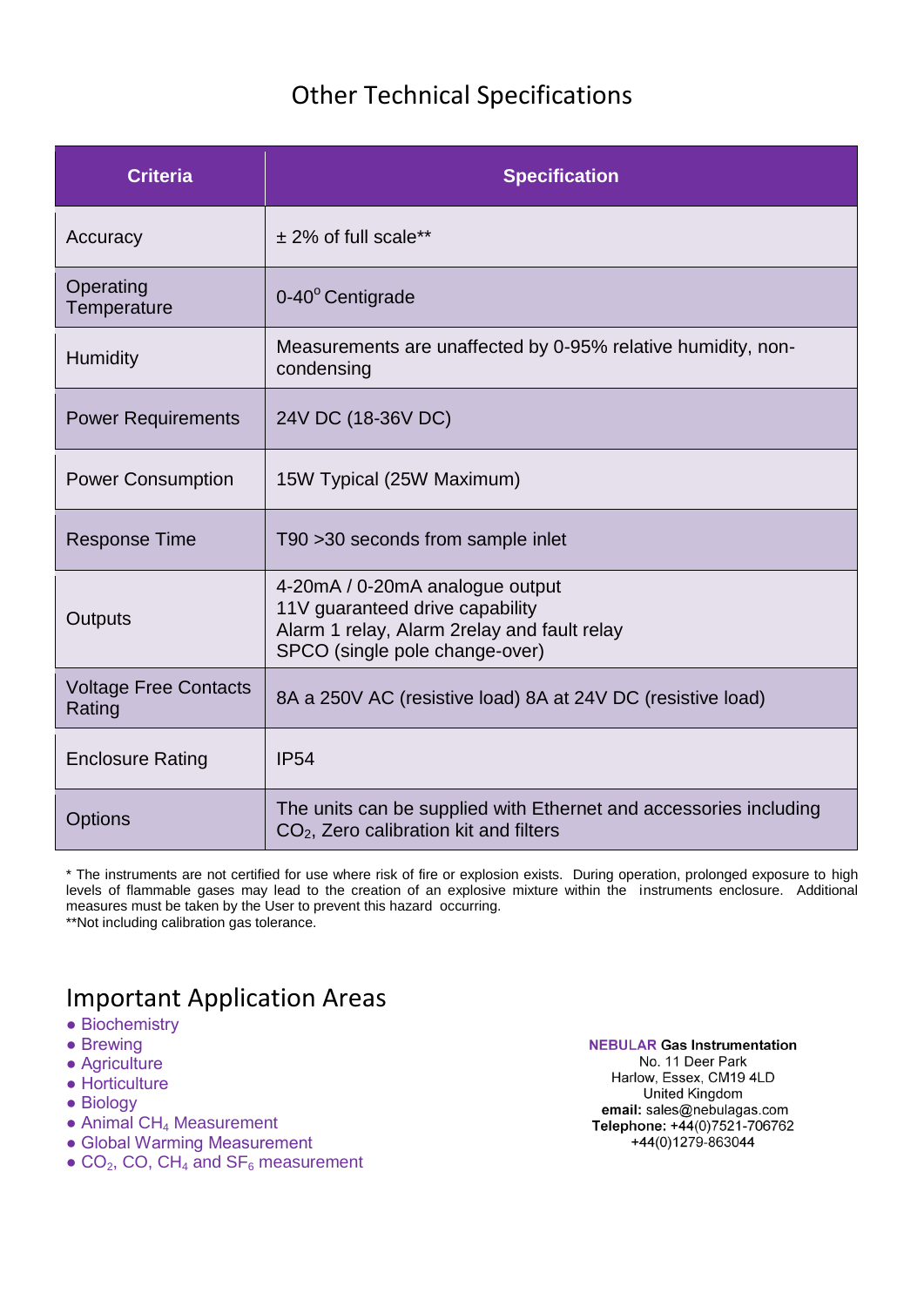# Other Technical Specifications

| Criteria | Specification |
|---|---|
| Accuracy | ± 2% of full scale** |
| Operating Temperature | 0-40$^o$ Centigrade |
| Humidity | Measurements are unaffected by 0-95% relative humidity, non-condensing |
| Power Requirements | 24V DC (18-36V DC) |
| Power Consumption | 15W Typical (25W Maximum) |
| Response Time | T90 >30 seconds from sample inlet |
| Outputs | 4-20mA / 0-20mA analogue output<br>11V guaranteed drive capability<br>Alarm 1 relay, Alarm 2relay and fault relay<br>SPCO (single pole change-over) |
| Voltage Free Contacts Rating | 8A a 250V AC (resistive load) 8A at 24V DC (resistive load) |
| Enclosure Rating | IP54 |
| Options | The units can be supplied with Ethernet and accessories including $CO_2$, Zero calibration kit and filters |

\* The instruments are not certified for use where risk of fire or explosion exists. During operation, prolonged exposure to high levels of flammable gases may lead to the creation of an explosive mixture within the instruments enclosure. Additional measures must be taken by the User to prevent this hazard occurring.

**Not including calibration gas tolerance.

## Important Application Areas

- Biochemistry
- Brewing
- Agriculture
- Horticulture
- Biology
- Animal $CH_4$ Measurement
- Global Warming Measurement
- $CO_2$, CO, $CH_4$ and $SF_6$ measurement

**NEBULAR Gas Instrumentation**
No. 11 Deer Park
Harlow, Essex, CM19 4LD
United Kingdom
**email:** sales@nebulagas.com
**Telephone:** +44(0)7521-706762
+44(0)1279-863044